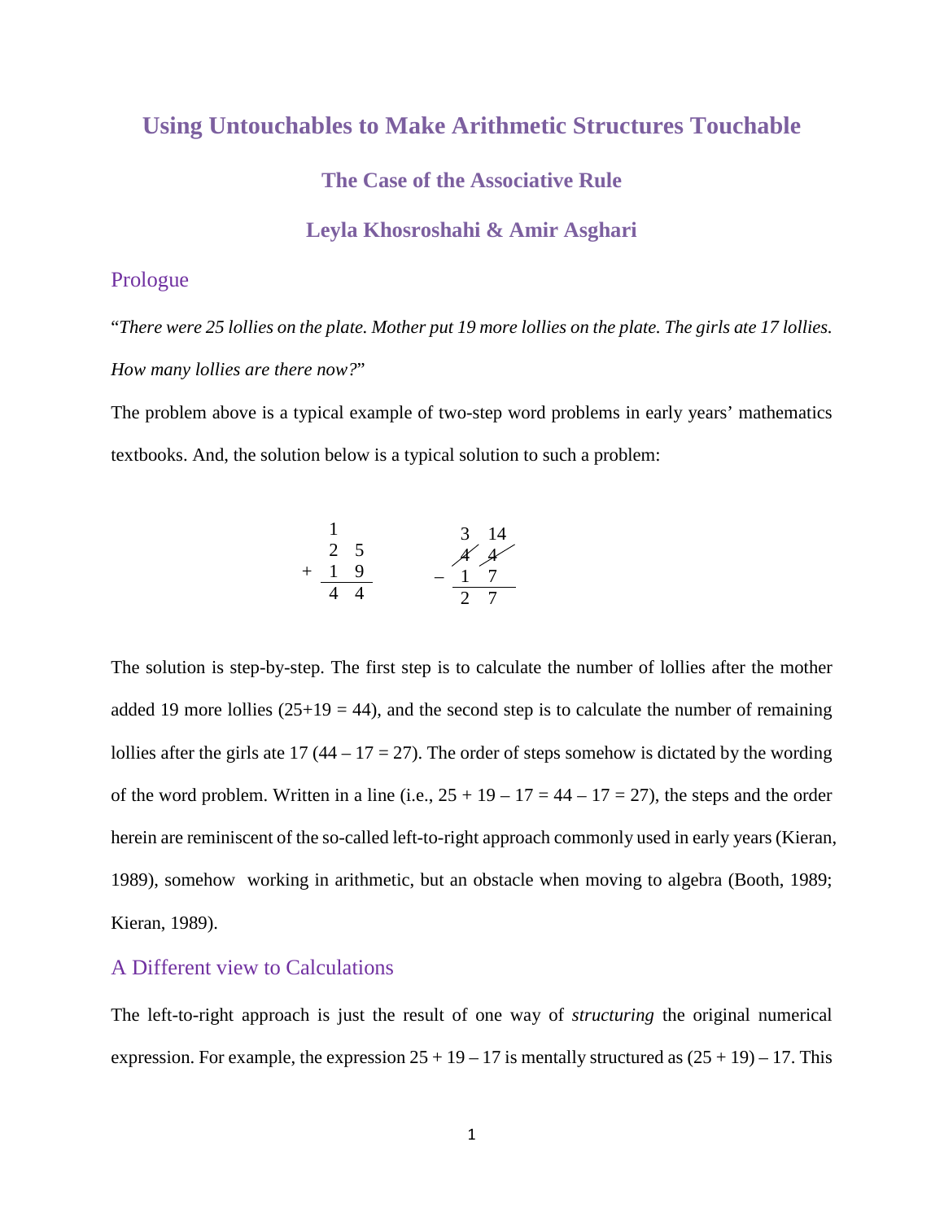# Using Untouchables to Make Arithmetic Structures Touchable

## The Case of the Associative Rule

### Leyla Khosroshahi & Amir Asghari

## Prologue

"*There were 25 lollies on the plate. Mother put 19 more lollies on the plate. The girls ate 17 lollies. How many lollies are there now?*"

The problem above is a typical example of two-step word problems in early years' mathematics textbooks. And, the solution below is a typical solution to such a problem:

$$\begin{array}{r} {}^{1}\phantom{5} \\ 2\ 5 \\ +\ 1\ 9 \\ \hline 4\ 4 \end{array} \qquad \begin{array}{r} {}^{3}\ {}^{14} \\ \not{4}\ \not{4} \\ -\ 1\ 7 \\ \hline 2\ 7 \end{array}$$

The solution is step-by-step. The first step is to calculate the number of lollies after the mother added 19 more lollies (25+19 = 44), and the second step is to calculate the number of remaining lollies after the girls ate 17 (44 – 17 = 27). The order of steps somehow is dictated by the wording of the word problem. Written in a line (i.e., 25 + 19 – 17 = 44 – 17 = 27), the steps and the order herein are reminiscent of the so-called left-to-right approach commonly used in early years (Kieran, 1989), somehow working in arithmetic, but an obstacle when moving to algebra (Booth, 1989; Kieran, 1989).

## A Different view to Calculations

The left-to-right approach is just the result of one way of *structuring* the original numerical expression. For example, the expression 25 + 19 – 17 is mentally structured as (25 + 19) – 17. This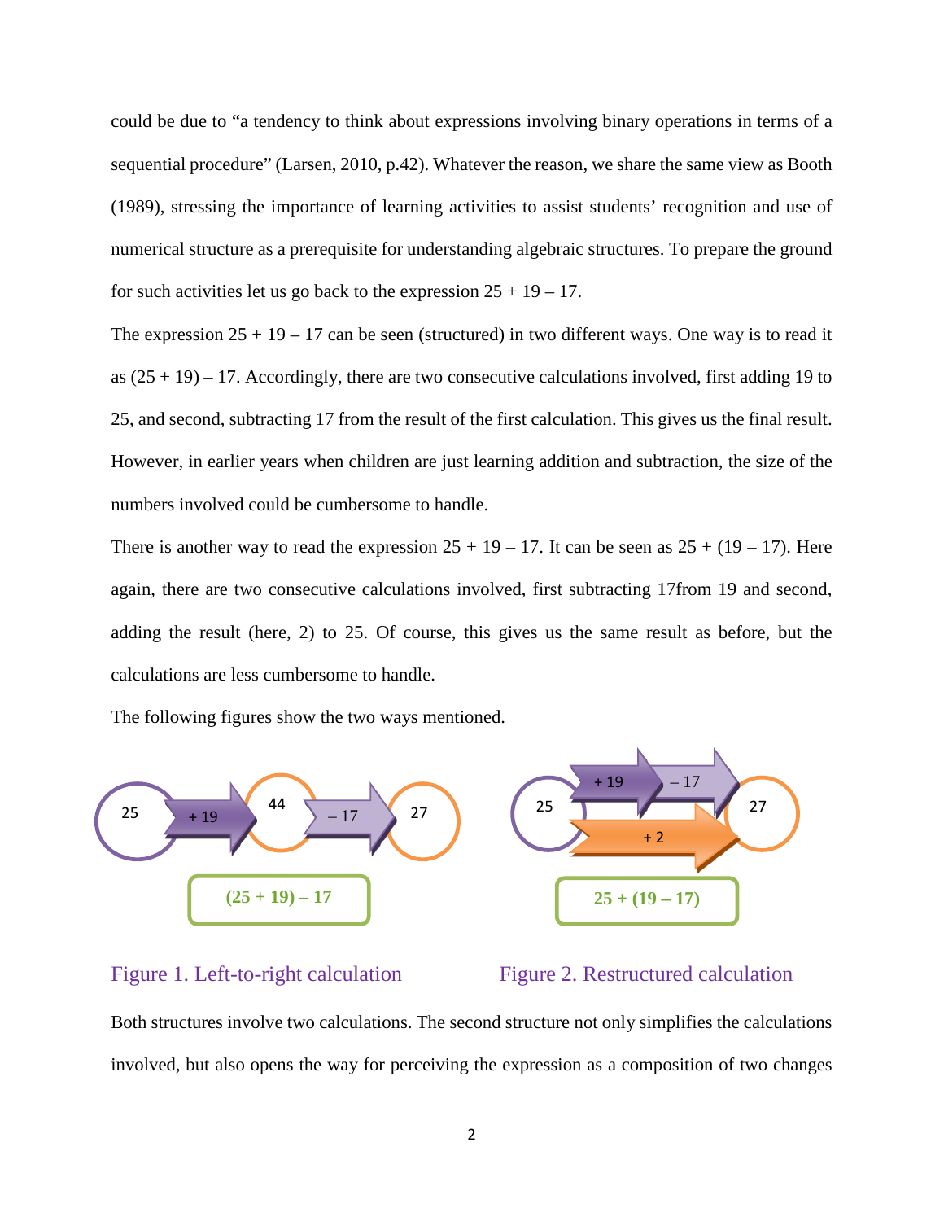could be due to "a tendency to think about expressions involving binary operations in terms of a sequential procedure" (Larsen, 2010, p.42). Whatever the reason, we share the same view as Booth (1989), stressing the importance of learning activities to assist students' recognition and use of numerical structure as a prerequisite for understanding algebraic structures. To prepare the ground for such activities let us go back to the expression 25 + 19 – 17.

The expression 25 + 19 – 17 can be seen (structured) in two different ways. One way is to read it as (25 + 19) – 17. Accordingly, there are two consecutive calculations involved, first adding 19 to 25, and second, subtracting 17 from the result of the first calculation. This gives us the final result. However, in earlier years when children are just learning addition and subtraction, the size of the numbers involved could be cumbersome to handle.

There is another way to read the expression 25 + 19 – 17. It can be seen as 25 + (19 – 17). Here again, there are two consecutive calculations involved, first subtracting 17from 19 and second, adding the result (here, 2) to 25. Of course, this gives us the same result as before, but the calculations are less cumbersome to handle.

The following figures show the two ways mentioned.

Figure 1. Left-to-right calculation

Figure 2. Restructured calculation

Both structures involve two calculations. The second structure not only simplifies the calculations involved, but also opens the way for perceiving the expression as a composition of two changes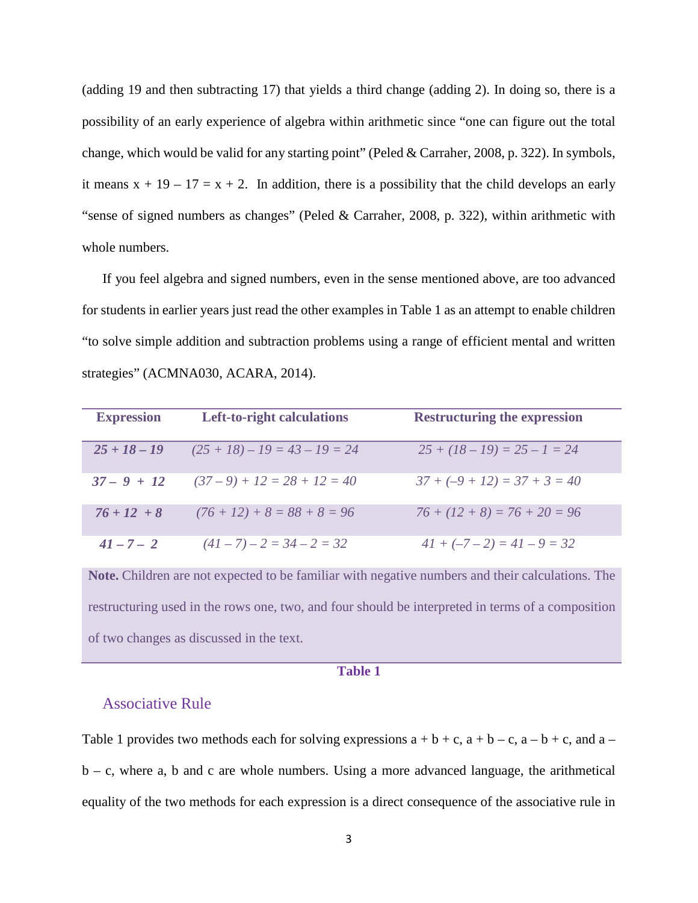(adding 19 and then subtracting 17) that yields a third change (adding 2). In doing so, there is a possibility of an early experience of algebra within arithmetic since "one can figure out the total change, which would be valid for any starting point" (Peled & Carraher, 2008, p. 322). In symbols, it means $x + 19 - 17 = x + 2$. In addition, there is a possibility that the child develops an early "sense of signed numbers as changes" (Peled & Carraher, 2008, p. 322), within arithmetic with whole numbers.

If you feel algebra and signed numbers, even in the sense mentioned above, are too advanced for students in earlier years just read the other examples in Table 1 as an attempt to enable children "to solve simple addition and subtraction problems using a range of efficient mental and written strategies" (ACMNA030, ACARA, 2014).

| Expression | Left-to-right calculations | Restructuring the expression |
|---|---|---|
| $25 + 18 - 19$ | $(25 + 18) - 19 = 43 - 19 = 24$ | $25 + (18 - 19) = 25 - 1 = 24$ |
| $37 - 9 + 12$ | $(37 - 9) + 12 = 28 + 12 = 40$ | $37 + (-9 + 12) = 37 + 3 = 40$ |
| $76 + 12 + 8$ | $(76 + 12) + 8 = 88 + 8 = 96$ | $76 + (12 + 8) = 76 + 20 = 96$ |
| $41 - 7 - 2$ | $(41 - 7) - 2 = 34 - 2 = 32$ | $41 + (-7 - 2) = 41 - 9 = 32$ |

**Note.** Children are not expected to be familiar with negative numbers and their calculations. The restructuring used in the rows one, two, and four should be interpreted in terms of a composition of two changes as discussed in the text.

**Table 1**

## Associative Rule

Table 1 provides two methods each for solving expressions $a + b + c$, $a + b - c$, $a - b + c$, and $a - b - c$, where a, b and c are whole numbers. Using a more advanced language, the arithmetical equality of the two methods for each expression is a direct consequence of the associative rule in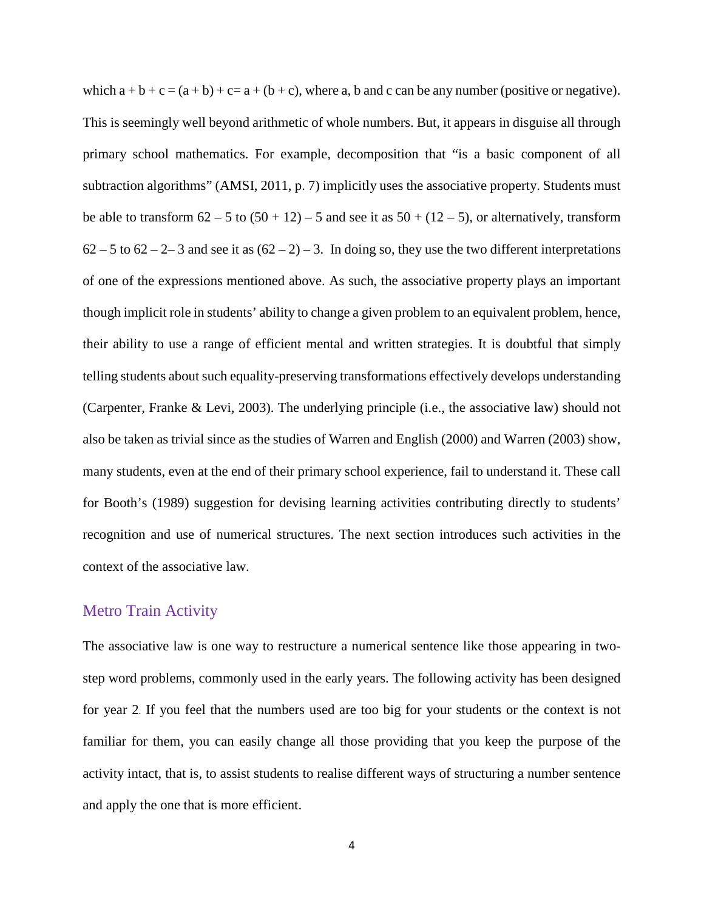which $a + b + c = (a + b) + c = a + (b + c)$, where a, b and c can be any number (positive or negative). This is seemingly well beyond arithmetic of whole numbers. But, it appears in disguise all through primary school mathematics. For example, decomposition that "is a basic component of all subtraction algorithms" (AMSI, 2011, p. 7) implicitly uses the associative property. Students must be able to transform $62 – 5$ to $(50 + 12) – 5$ and see it as $50 + (12 – 5)$, or alternatively, transform $62 – 5$ to $62 – 2– 3$ and see it as $(62 – 2) – 3$. In doing so, they use the two different interpretations of one of the expressions mentioned above. As such, the associative property plays an important though implicit role in students' ability to change a given problem to an equivalent problem, hence, their ability to use a range of efficient mental and written strategies. It is doubtful that simply telling students about such equality-preserving transformations effectively develops understanding (Carpenter, Franke & Levi, 2003). The underlying principle (i.e., the associative law) should not also be taken as trivial since as the studies of Warren and English (2000) and Warren (2003) show, many students, even at the end of their primary school experience, fail to understand it. These call for Booth's (1989) suggestion for devising learning activities contributing directly to students' recognition and use of numerical structures. The next section introduces such activities in the context of the associative law.

## Metro Train Activity

The associative law is one way to restructure a numerical sentence like those appearing in two-step word problems, commonly used in the early years. The following activity has been designed for year 2. If you feel that the numbers used are too big for your students or the context is not familiar for them, you can easily change all those providing that you keep the purpose of the activity intact, that is, to assist students to realise different ways of structuring a number sentence and apply the one that is more efficient.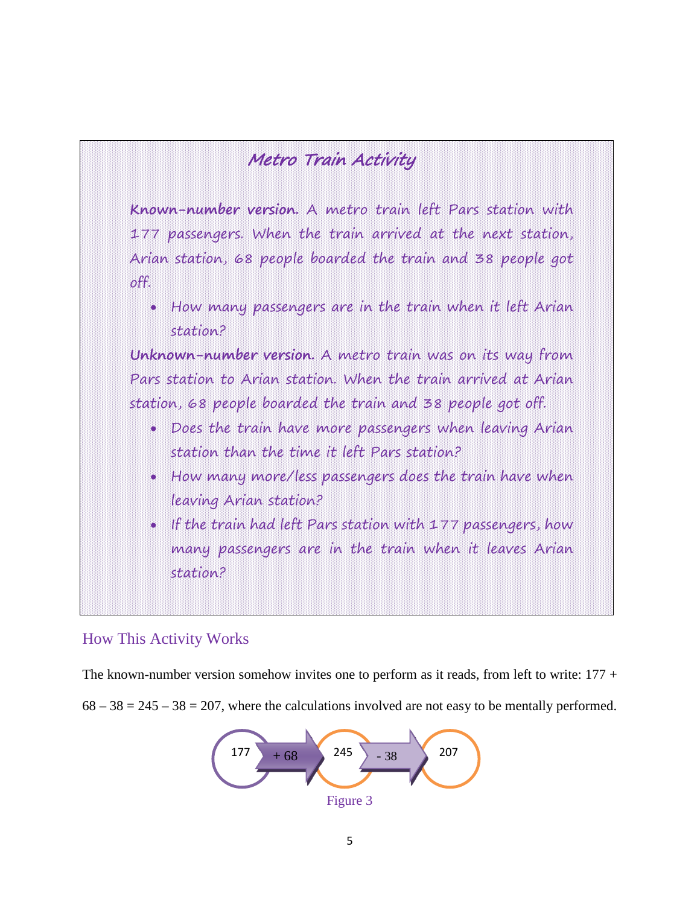## *Metro Train Activity*

**Known-number version.** A metro train left Pars station with 177 passengers. When the train arrived at the next station, Arian station, 68 people boarded the train and 38 people got off.

- How many passengers are in the train when it left Arian station?

**Unknown-number version.** A metro train was on its way from Pars station to Arian station. When the train arrived at Arian station, 68 people boarded the train and 38 people got off.

- Does the train have more passengers when leaving Arian station than the time it left Pars station?
- How many more/less passengers does the train have when leaving Arian station?
- If the train had left Pars station with 177 passengers, how many passengers are in the train when it leaves Arian station?

## How This Activity Works

The known-number version somehow invites one to perform as it reads, from left to write: $177 + 68 - 38 = 245 - 38 = 207$, where the calculations involved are not easy to be mentally performed.

177 → + 68 → 245 → - 38 → 207

Figure 3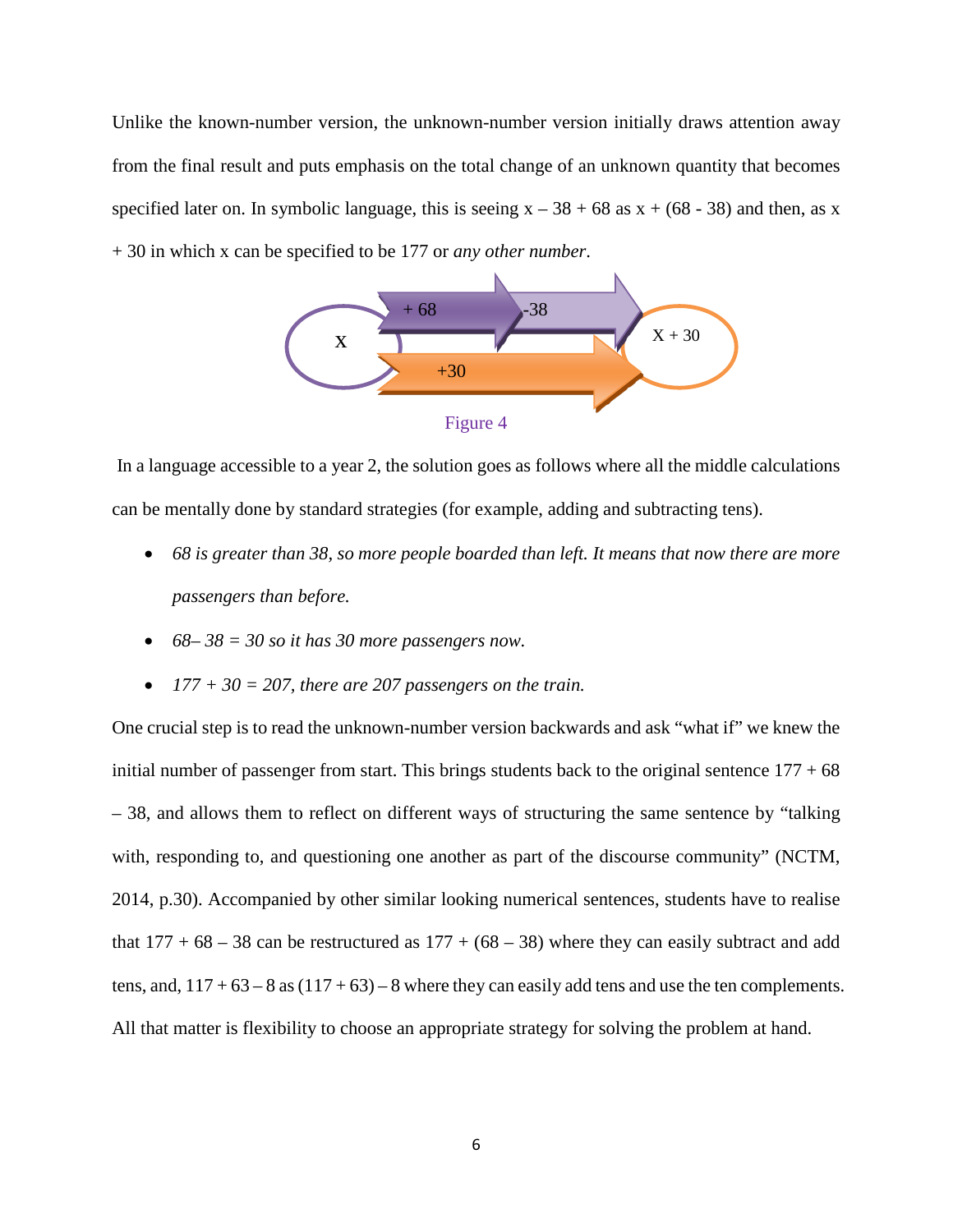Unlike the known-number version, the unknown-number version initially draws attention away from the final result and puts emphasis on the total change of an unknown quantity that becomes specified later on. In symbolic language, this is seeing $x - 38 + 68$ as $x + (68 - 38)$ and then, as $x + 30$ in which x can be specified to be 177 or *any other number*.

Figure 4

In a language accessible to a year 2, the solution goes as follows where all the middle calculations can be mentally done by standard strategies (for example, adding and subtracting tens).

- *68 is greater than 38, so more people boarded than left. It means that now there are more passengers than before.*
- *68– 38 = 30 so it has 30 more passengers now.*
- *177 + 30 = 207, there are 207 passengers on the train.*

One crucial step is to read the unknown-number version backwards and ask "what if" we knew the initial number of passenger from start. This brings students back to the original sentence 177 + 68 – 38, and allows them to reflect on different ways of structuring the same sentence by "talking with, responding to, and questioning one another as part of the discourse community" (NCTM, 2014, p.30). Accompanied by other similar looking numerical sentences, students have to realise that 177 + 68 – 38 can be restructured as 177 + (68 – 38) where they can easily subtract and add tens, and, 117 + 63 – 8 as (117 + 63) – 8 where they can easily add tens and use the ten complements. All that matter is flexibility to choose an appropriate strategy for solving the problem at hand.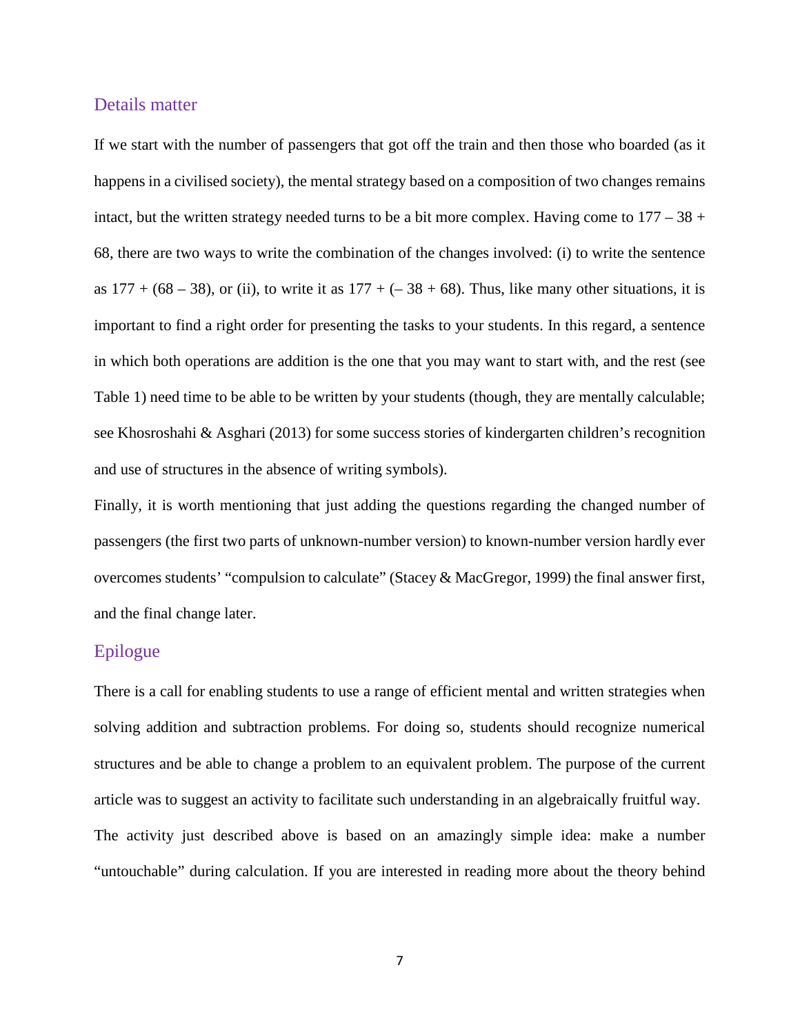## Details matter

If we start with the number of passengers that got off the train and then those who boarded (as it happens in a civilised society), the mental strategy based on a composition of two changes remains intact, but the written strategy needed turns to be a bit more complex. Having come to $177 - 38 + 68$, there are two ways to write the combination of the changes involved: (i) to write the sentence as $177 + (68 - 38)$, or (ii), to write it as $177 + (- 38 + 68)$. Thus, like many other situations, it is important to find a right order for presenting the tasks to your students. In this regard, a sentence in which both operations are addition is the one that you may want to start with, and the rest (see Table 1) need time to be able to be written by your students (though, they are mentally calculable; see Khosroshahi & Asghari (2013) for some success stories of kindergarten children's recognition and use of structures in the absence of writing symbols).

Finally, it is worth mentioning that just adding the questions regarding the changed number of passengers (the first two parts of unknown-number version) to known-number version hardly ever overcomes students' "compulsion to calculate" (Stacey & MacGregor, 1999) the final answer first, and the final change later.

## Epilogue

There is a call for enabling students to use a range of efficient mental and written strategies when solving addition and subtraction problems. For doing so, students should recognize numerical structures and be able to change a problem to an equivalent problem. The purpose of the current article was to suggest an activity to facilitate such understanding in an algebraically fruitful way.

The activity just described above is based on an amazingly simple idea: make a number "untouchable" during calculation. If you are interested in reading more about the theory behind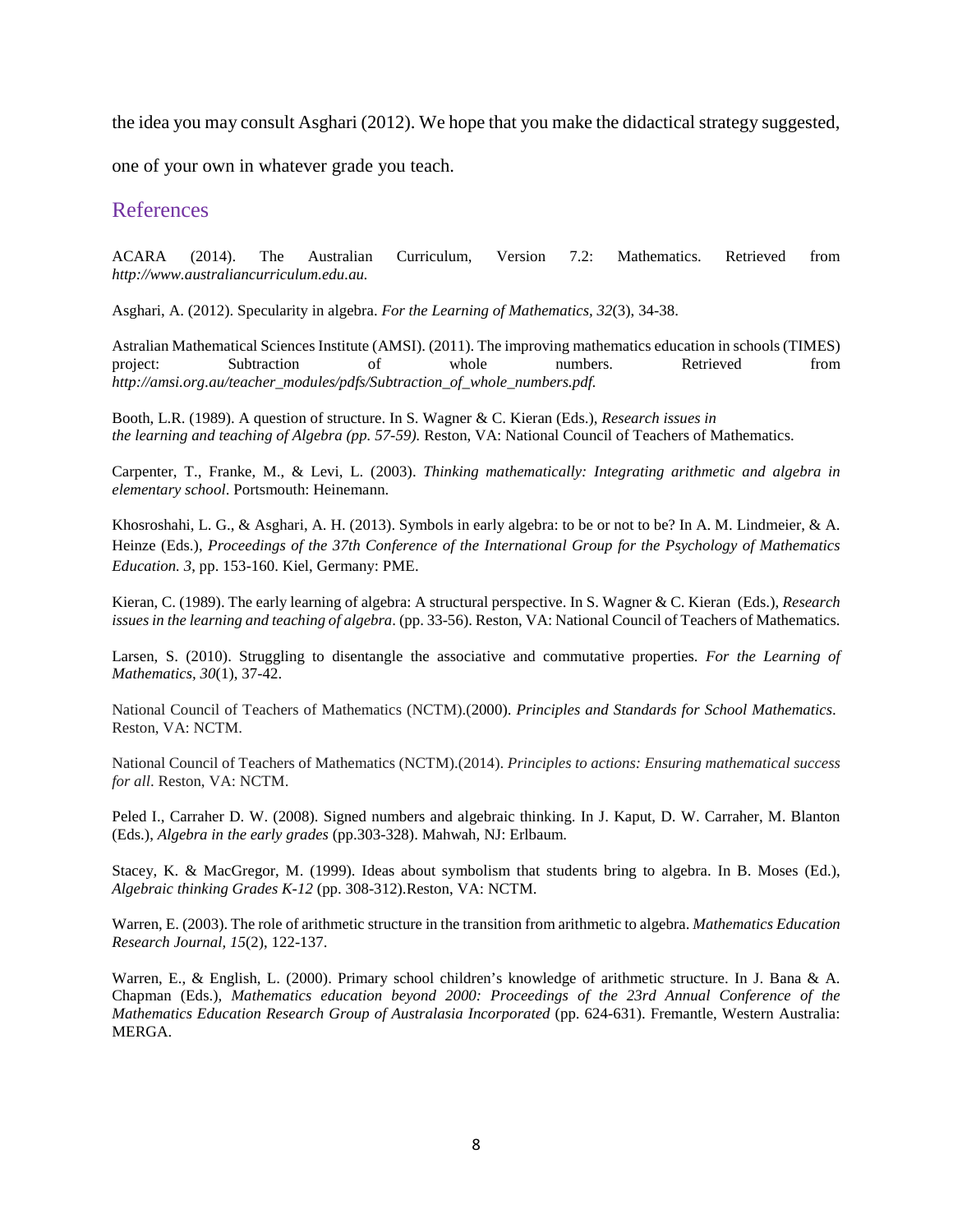the idea you may consult Asghari (2012). We hope that you make the didactical strategy suggested, one of your own in whatever grade you teach.

## References

ACARA (2014). The Australian Curriculum, Version 7.2: Mathematics. Retrieved from *http://www.australiancurriculum.edu.au.*

Asghari, A. (2012). Specularity in algebra. *For the Learning of Mathematics, 32*(3), 34-38.

Astralian Mathematical Sciences Institute (AMSI). (2011). The improving mathematics education in schools (TIMES) project: Subtraction of whole numbers. Retrieved from *http://amsi.org.au/teacher_modules/pdfs/Subtraction_of_whole_numbers.pdf.*

Booth, L.R. (1989). A question of structure. In S. Wagner & C. Kieran (Eds.), *Research issues in the learning and teaching of Algebra (pp. 57-59).* Reston, VA: National Council of Teachers of Mathematics.

Carpenter, T., Franke, M., & Levi, L. (2003). *Thinking mathematically: Integrating arithmetic and algebra in elementary school*. Portsmouth: Heinemann.

Khosroshahi, L. G., & Asghari, A. H. (2013). Symbols in early algebra: to be or not to be? In A. M. Lindmeier, & A. Heinze (Eds.), *Proceedings of the 37th Conference of the International Group for the Psychology of Mathematics Education. 3*, pp. 153-160. Kiel, Germany: PME.

Kieran, C. (1989). The early learning of algebra: A structural perspective. In S. Wagner & C. Kieran (Eds.), *Research issues in the learning and teaching of algebra*. (pp. 33-56). Reston, VA: National Council of Teachers of Mathematics.

Larsen, S. (2010). Struggling to disentangle the associative and commutative properties. *For the Learning of Mathematics, 30*(1), 37-42.

National Council of Teachers of Mathematics (NCTM).(2000). *Principles and Standards for School Mathematics*. Reston, VA: NCTM.

National Council of Teachers of Mathematics (NCTM).(2014). *Principles to actions: Ensuring mathematical success for all*. Reston, VA: NCTM.

Peled I., Carraher D. W. (2008). Signed numbers and algebraic thinking. In J. Kaput, D. W. Carraher, M. Blanton (Eds.), *Algebra in the early grades* (pp.303-328). Mahwah, NJ: Erlbaum.

Stacey, K. & MacGregor, M. (1999). Ideas about symbolism that students bring to algebra. In B. Moses (Ed.), *Algebraic thinking Grades K-12* (pp. 308-312).Reston, VA: NCTM.

Warren, E. (2003). The role of arithmetic structure in the transition from arithmetic to algebra. *Mathematics Education Research Journal, 15*(2), 122-137.

Warren, E., & English, L. (2000). Primary school children's knowledge of arithmetic structure. In J. Bana & A. Chapman (Eds.), *Mathematics education beyond 2000: Proceedings of the 23rd Annual Conference of the Mathematics Education Research Group of Australasia Incorporated* (pp. 624-631). Fremantle, Western Australia: MERGA.